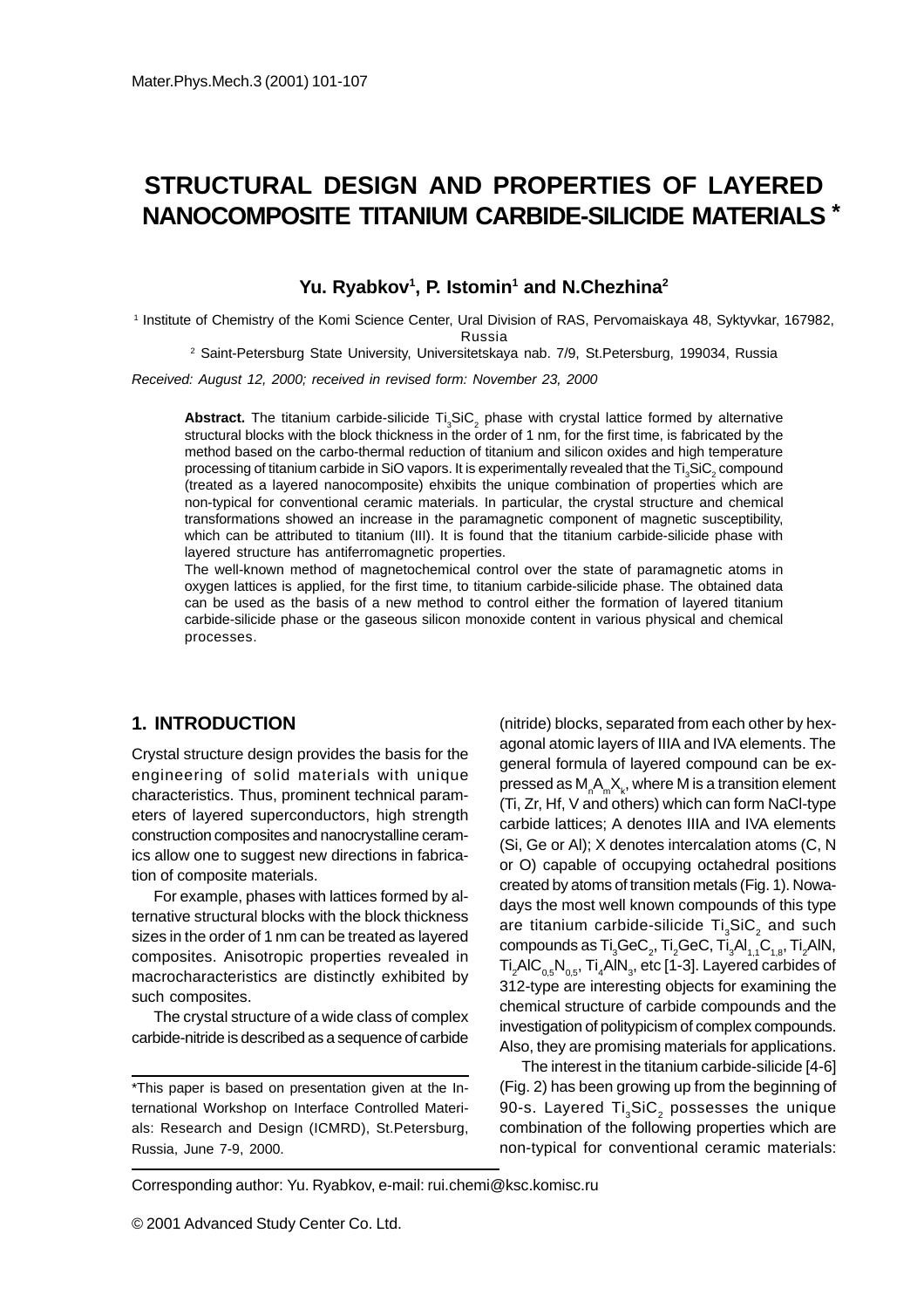# STRUCTURAL DESIGN AND PROPERTIES OF LAYERED NANOCOMPOSITE TITANIUM CARBIDE-SILICIDE MATERIALS *

**Yu. Ryabkov[1], P. Istomin[1] and N.Chezhina[2]**

[1] Institute of Chemistry of the Komi Science Center, Ural Division of RAS, Pervomaiskaya 48, Syktyvkar, 167982, Russia

[2] Saint-Petersburg State University, Universitetskaya nab. 7/9, St.Petersburg, 199034, Russia

*Received: August 12, 2000; received in revised form: November 23, 2000*

**Abstract.** The titanium carbide-silicide $Ti_3SiC_2$ phase with crystal lattice formed by alternative structural blocks with the block thickness in the order of 1 nm, for the first time, is fabricated by the method based on the carbo-thermal reduction of titanium and silicon oxides and high temperature processing of titanium carbide in SiO vapors. It is experimentally revealed that the $Ti_3SiC_2$ compound (treated as a layered nanocomposite) ehxibits the unique combination of properties which are non-typical for conventional ceramic materials. In particular, the crystal structure and chemical transformations showed an increase in the paramagnetic component of magnetic susceptibility, which can be attributed to titanium (III). It is found that the titanium carbide-silicide phase with layered structure has antiferromagnetic properties.

The well-known method of magnetochemical control over the state of paramagnetic atoms in oxygen lattices is applied, for the first time, to titanium carbide-silicide phase. The obtained data can be used as the basis of a new method to control either the formation of layered titanium carbide-silicide phase or the gaseous silicon monoxide content in various physical and chemical processes.

## 1. INTRODUCTION

Crystal structure design provides the basis for the engineering of solid materials with unique characteristics. Thus, prominent technical parameters of layered superconductors, high strength construction composites and nanocrystalline ceramics allow one to suggest new directions in fabrication of composite materials.

For example, phases with lattices formed by alternative structural blocks with the block thickness sizes in the order of 1 nm can be treated as layered composites. Anisotropic properties revealed in macrocharacteristics are distinctly exhibited by such composites.

The crystal structure of a wide class of complex carbide-nitride is described as a sequence of carbide (nitride) blocks, separated from each other by hexagonal atomic layers of IIIA and IVA elements. The general formula of layered compound can be expressed as $M_nA_mX_k$, where M is a transition element (Ti, Zr, Hf, V and others) which can form NaCl-type carbide lattices; A denotes IIIA and IVA elements (Si, Ge or Al); X denotes intercalation atoms (C, N or O) capable of occupying octahedral positions created by atoms of transition metals (Fig. 1). Nowadays the most well known compounds of this type are titanium carbide-silicide $Ti_3SiC_2$ and such compounds as $Ti_3GeC_2$, $Ti_2GeC$, $Ti_3Al_{1.1}C_{1.8}$, $Ti_2AlN$, $Ti_2AlC_{0.5}N_{0.5}$, $Ti_4AlN_3$, etc [1-3]. Layered carbides of 312-type are interesting objects for examining the chemical structure of carbide compounds and the investigation of polytypicism of complex compounds. Also, they are promising materials for applications.

The interest in the titanium carbide-silicide [4-6] (Fig. 2) has been growing up from the beginning of 90-s. Layered $Ti_3SiC_2$ possesses the unique combination of the following properties which are non-typical for conventional ceramic materials:

---

*This paper is based on presentation given at the International Workshop on Interface Controlled Materials: Research and Design (ICMRD), St.Petersburg, Russia, June 7-9, 2000.

Corresponding author: Yu. Ryabkov, e-mail: rui.chemi@ksc.komisc.ru

© 2001 Advanced Study Center Co. Ltd.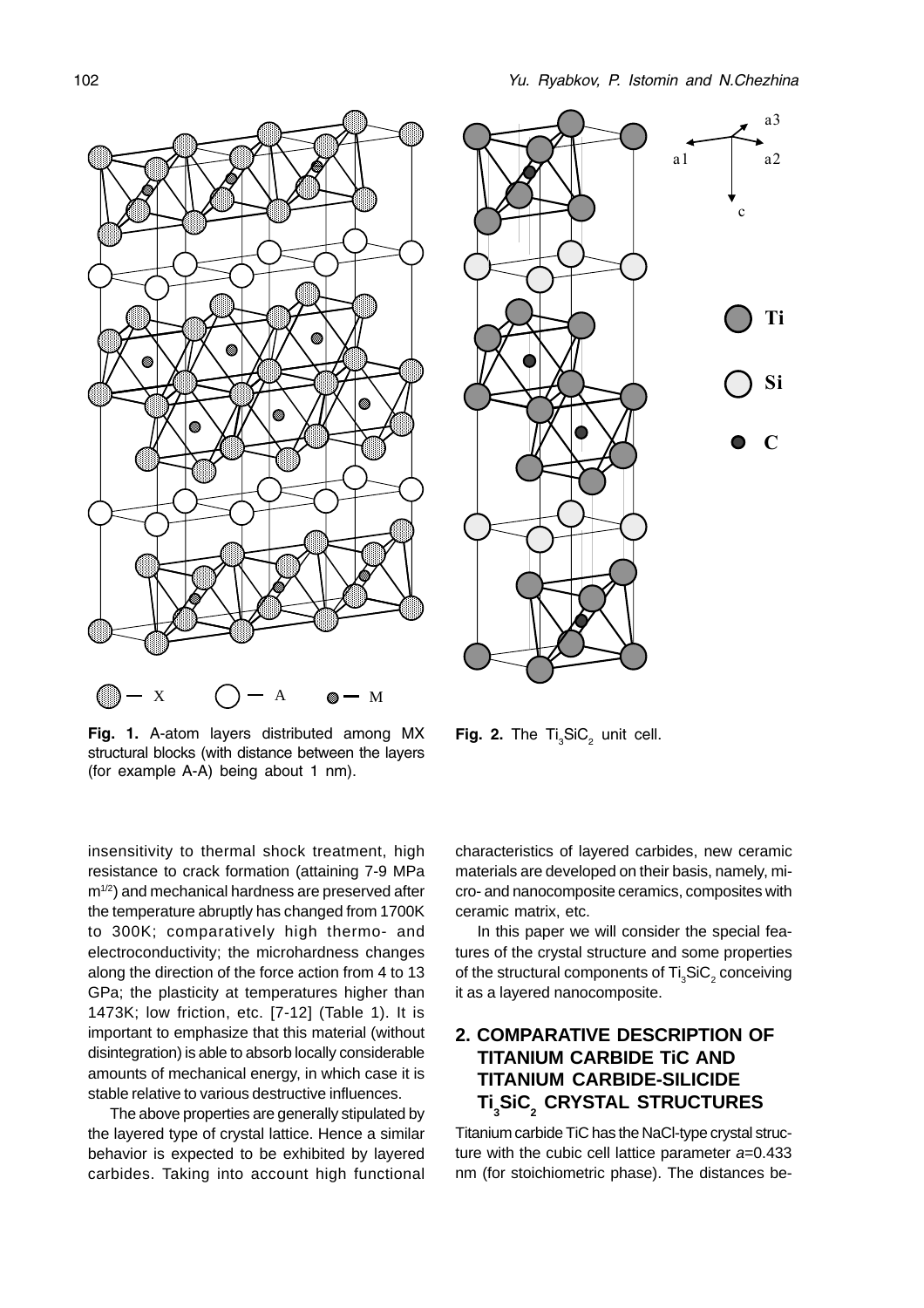Fig. 1. A-atom layers distributed among MX structural blocks (with distance between the layers (for example A-A) being about 1 nm).

Fig. 2. The $Ti_3SiC_2$ unit cell.

insensitivity to thermal shock treatment, high resistance to crack formation (attaining 7-9 MPa $m^{1/2}$) and mechanical hardness are preserved after the temperature abruptly has changed from 1700K to 300K; comparatively high thermo- and electroconductivity; the microhardness changes along the direction of the force action from 4 to 13 GPa; the plasticity at temperatures higher than 1473K; low friction, etc. [7-12] (Table 1). It is important to emphasize that this material (without disintegration) is able to absorb locally considerable amounts of mechanical energy, in which case it is stable relative to various destructive influences.

The above properties are generally stipulated by the layered type of crystal lattice. Hence a similar behavior is expected to be exhibited by layered carbides. Taking into account high functional characteristics of layered carbides, new ceramic materials are developed on their basis, namely, micro- and nanocomposite ceramics, composites with ceramic matrix, etc.

In this paper we will consider the special features of the crystal structure and some properties of the structural components of $Ti_3SiC_2$ conceiving it as a layered nanocomposite.

## 2. COMPARATIVE DESCRIPTION OF TITANIUM CARBIDE TiC AND TITANIUM CARBIDE-SILICIDE $Ti_3SiC_2$ CRYSTAL STRUCTURES

Titanium carbide TiC has the NaCl-type crystal structure with the cubic cell lattice parameter *a*=0.433 nm (for stoichiometric phase). The distances be-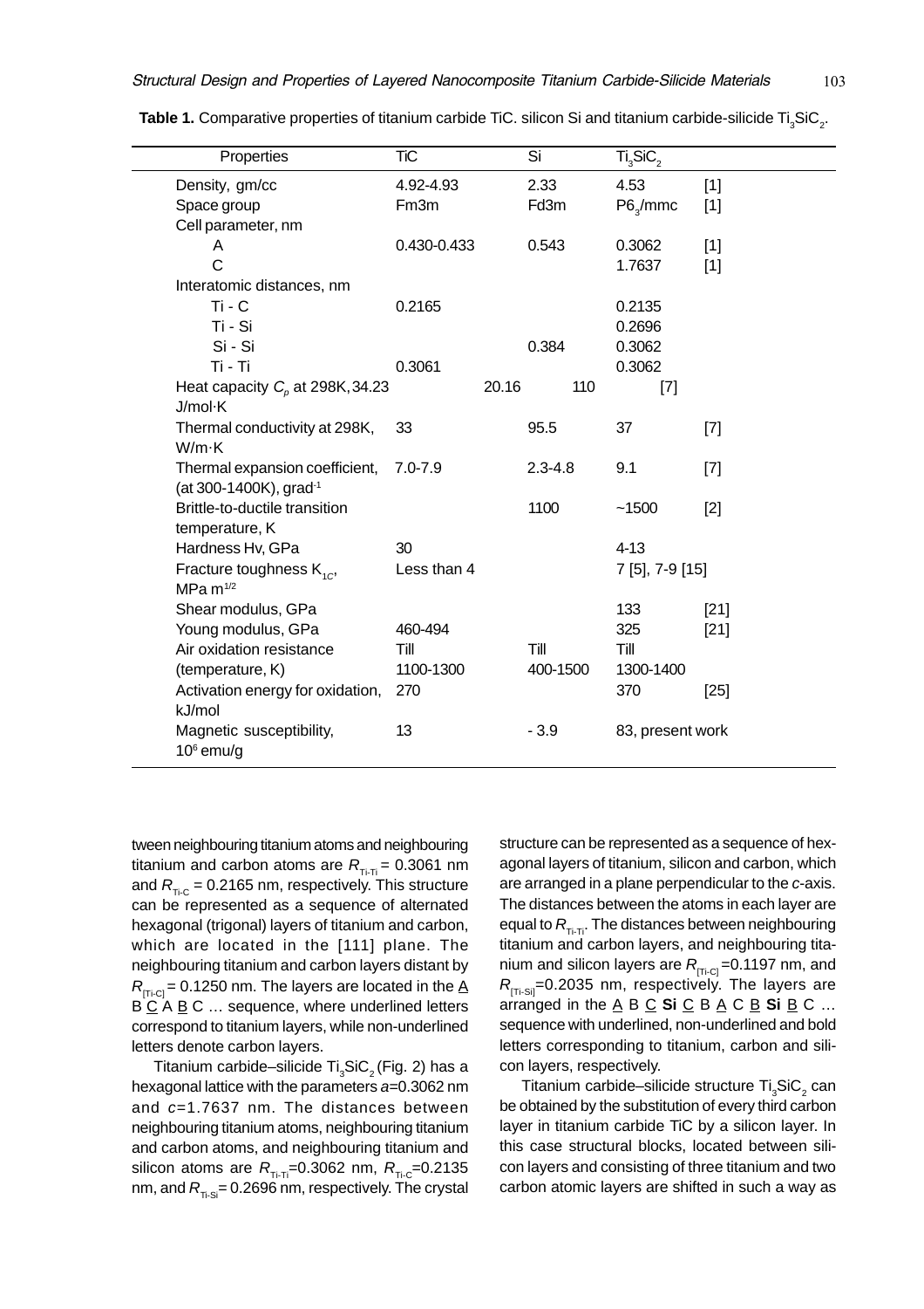**Table 1.** Comparative properties of titanium carbide TiC. silicon Si and titanium carbide-silicide $Ti_3SiC_2$.

| Properties | TiC | Si | $Ti_3SiC_2$ | |
|---|---|---|---|---|
| Density, gm/cc | 4.92-4.93 | 2.33 | 4.53 | [1] |
| Space group | Fm3m | Fd3m | $P6_3$/mmc | [1] |
| Cell parameter, nm | | | | |
| A | 0.430-0.433 | 0.543 | 0.3062 | [1] |
| C | | | 1.7637 | [1] |
| Interatomic distances, nm | | | | |
| Ti - C | 0.2165 | | 0.2135 | |
| Ti - Si | | | 0.2696 | |
| Si - Si | | 0.384 | 0.3062 | |
| Ti - Ti | 0.3061 | | 0.3062 | |
| Heat capacity $C_p$ at 298K, J/mol·K | 34.23 | 20.16 | 110 | [7] |
| Thermal conductivity at 298K, W/m·K | 33 | 95.5 | 37 | [7] |
| Thermal expansion coefficient, (at 300-1400K), grad$^{-1}$ | 7.0-7.9 | 2.3-4.8 | 9.1 | [7] |
| Brittle-to-ductile transition temperature, K | | 1100 | ~1500 | [2] |
| Hardness Hv, GPa | 30 | | 4-13 | |
| Fracture toughness $K_{1C}$, MPa m$^{1/2}$ | Less than 4 | | 7 [5], 7-9 [15] | |
| Shear modulus, GPa | | | 133 | [21] |
| Young modulus, GPa | 460-494 | | 325 | [21] |
| Air oxidation resistance (temperature, K) | Till 1100-1300 | Till 400-1500 | Till 1300-1400 | |
| Activation energy for oxidation, kJ/mol | 270 | | 370 | [25] |
| Magnetic susceptibility, $10^6$ emu/g | 13 | - 3.9 | 83, present work | |

tween neighbouring titanium atoms and neighbouring titanium and carbon atoms are $R_{Ti\text{-}Ti}$ = 0.3061 nm and $R_{Ti\text{-}C}$ = 0.2165 nm, respectively. This structure can be represented as a sequence of alternated hexagonal (trigonal) layers of titanium and carbon, which are located in the [111] plane. The neighbouring titanium and carbon layers distant by $R_{[Ti\text{-}C]}$ = 0.1250 nm. The layers are located in the <u>A</u> B <u>C</u> A <u>B</u> C … sequence, where underlined letters correspond to titanium layers, while non-underlined letters denote carbon layers.

Titanium carbide–silicide $Ti_3SiC_2$ (Fig. 2) has a hexagonal lattice with the parameters *a*=0.3062 nm and *c*=1.7637 nm. The distances between neighbouring titanium atoms, neighbouring titanium and carbon atoms, and neighbouring titanium and silicon atoms are $R_{Ti\text{-}Ti}$=0.3062 nm, $R_{Ti\text{-}C}$=0.2135 nm, and $R_{Ti\text{-}Si}$= 0.2696 nm, respectively. The crystal structure can be represented as a sequence of hexagonal layers of titanium, silicon and carbon, which are arranged in a plane perpendicular to the *c*-axis. The distances between the atoms in each layer are equal to $R_{Ti\text{-}Ti}$. The distances between neighbouring titanium and carbon layers, and neighbouring titanium and silicon layers are $R_{[Ti\text{-}C]}$=0.1197 nm, and $R_{[Ti\text{-}Si]}$=0.2035 nm, respectively. The layers are arranged in the <u>A</u> B <u>C</u> **Si** <u>C</u> B <u>A</u> C <u>B</u> **Si** <u>B</u> C … sequence with underlined, non-underlined and bold letters corresponding to titanium, carbon and silicon layers, respectively.

Titanium carbide–silicide structure $Ti_3SiC_2$ can be obtained by the substitution of every third carbon layer in titanium carbide TiC by a silicon layer. In this case structural blocks, located between silicon layers and consisting of three titanium and two carbon atomic layers are shifted in such a way as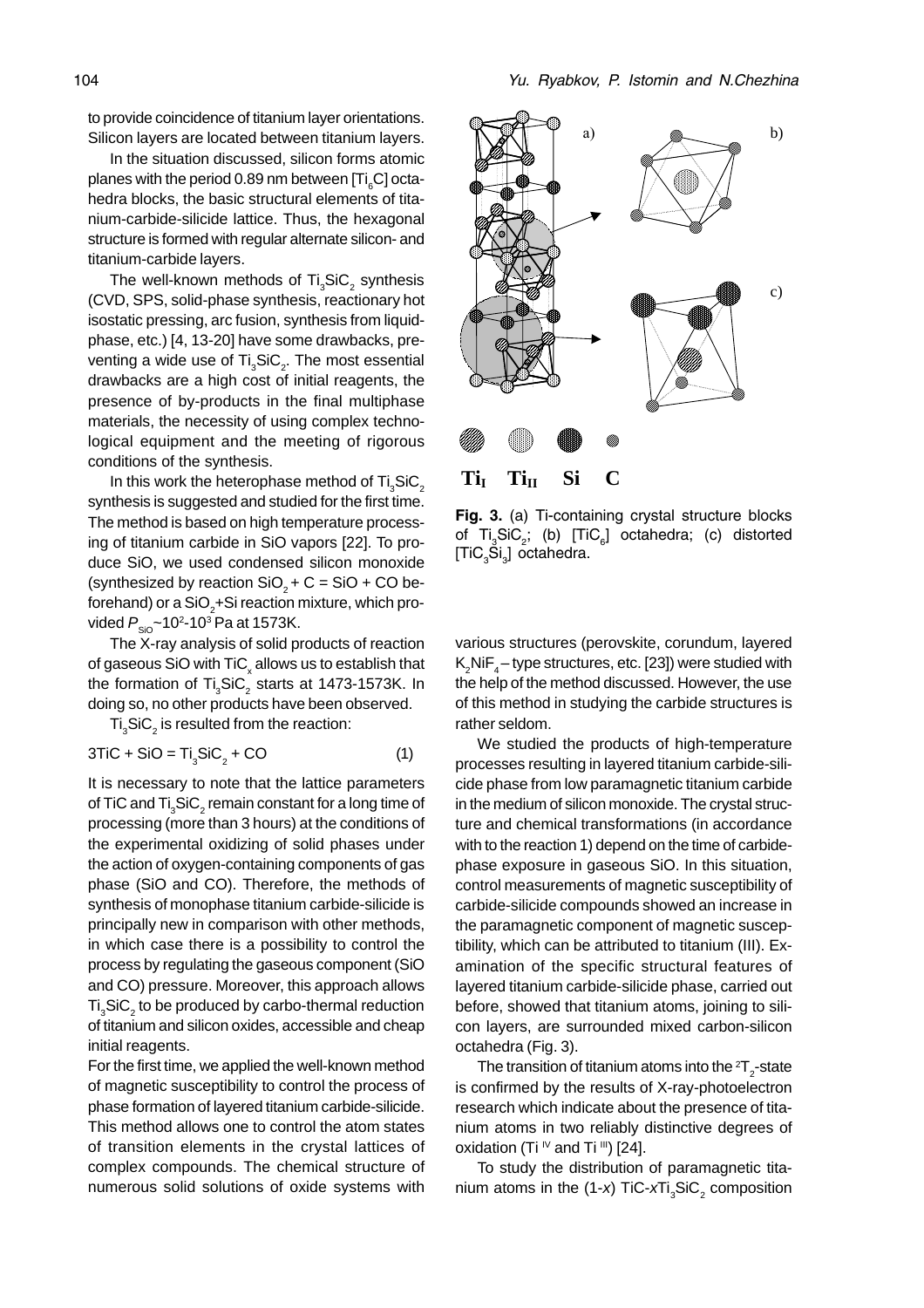to provide coincidence of titanium layer orientations. Silicon layers are located between titanium layers.

In the situation discussed, silicon forms atomic planes with the period 0.89 nm between [$Ti_6C$] octahedra blocks, the basic structural elements of titanium-carbide-silicide lattice. Thus, the hexagonal structure is formed with regular alternate silicon- and titanium-carbide layers.

The well-known methods of $Ti_3SiC_2$ synthesis (CVD, SPS, solid-phase synthesis, reactionary hot isostatic pressing, arc fusion, synthesis from liquid-phase, etc.) [4, 13-20] have some drawbacks, preventing a wide use of $Ti_3SiC_2$. The most essential drawbacks are a high cost of initial reagents, the presence of by-products in the final multiphase materials, the necessity of using complex technological equipment and the meeting of rigorous conditions of the synthesis.

In this work the heterophase method of $Ti_3SiC_2$ synthesis is suggested and studied for the first time. The method is based on high temperature processing of titanium carbide in SiO vapors [22]. To produce SiO, we used condensed silicon monoxide (synthesized by reaction $SiO_2 + C = SiO + CO$ beforehand) or a $SiO_2$+Si reaction mixture, which provided $P_{SiO}$~$10^2$-$10^3$ Pa at 1573K.

The X-ray analysis of solid products of reaction of gaseous SiO with $TiC_x$ allows us to establish that the formation of $Ti_3SiC_2$ starts at 1473-1573K. In doing so, no other products have been observed.

$Ti_3SiC_2$ is resulted from the reaction:

$$3TiC + SiO = Ti_3SiC_2 + CO \qquad (1)$$

It is necessary to note that the lattice parameters of TiC and $Ti_3SiC_2$ remain constant for a long time of processing (more than 3 hours) at the conditions of the experimental oxidizing of solid phases under the action of oxygen-containing components of gas phase (SiO and CO). Therefore, the methods of synthesis of monophase titanium carbide-silicide is principally new in comparison with other methods, in which case there is a possibility to control the process by regulating the gaseous component (SiO and CO) pressure. Moreover, this approach allows $Ti_3SiC_2$ to be produced by carbo-thermal reduction of titanium and silicon oxides, accessible and cheap initial reagents.

For the first time, we applied the well-known method of magnetic susceptibility to control the process of phase formation of layered titanium carbide-silicide. This method allows one to control the atom states of transition elements in the crystal lattices of complex compounds. The chemical structure of numerous solid solutions of oxide systems with various structures (perovskite, corundum, layered $K_2NiF_4$ – type structures, etc. [23]) were studied with the help of the method discussed. However, the use of this method in studying the carbide structures is rather seldom.

**Fig. 3.** (a) Ti-containing crystal structure blocks of $Ti_3SiC_2$; (b) [$TiC_6$] octahedra; (c) distorted [$TiC_3Si_3$] octahedra.

We studied the products of high-temperature processes resulting in layered titanium carbide-silicide phase from low paramagnetic titanium carbide in the medium of silicon monoxide. The crystal structure and chemical transformations (in accordance with to the reaction 1) depend on the time of carbide-phase exposure in gaseous SiO. In this situation, control measurements of magnetic susceptibility of carbide-silicide compounds showed an increase in the paramagnetic component of magnetic susceptibility, which can be attributed to titanium (III). Examination of the specific structural features of layered titanium carbide-silicide phase, carried out before, showed that titanium atoms, joining to silicon layers, are surrounded mixed carbon-silicon octahedra (Fig. 3).

The transition of titanium atoms into the $^2T_2$-state is confirmed by the results of X-ray-photoelectron research which indicate about the presence of titanium atoms in two reliably distinctive degrees of oxidation ($Ti^{IV}$ and $Ti^{III}$) [24].

To study the distribution of paramagnetic titanium atoms in the (1-$x$) TiC-$x$$Ti_3SiC_2$ composition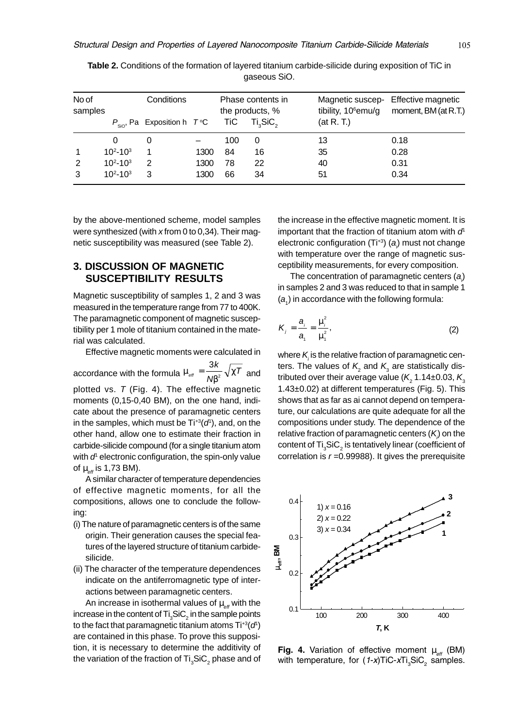**Table 2.** Conditions of the formation of layered titanium carbide-silicide during exposition of TiC in gaseous SiO.

| No of samples | Conditions | | | Phase contents in the products, % | | Magnetic susceptibility, $10^6$emu/g (at R. T.) | Effective magnetic moment, BM (at R.T.) |
|---|---|---|---|---|---|---|---|
| | $P_{SiO}$, Pa | Exposition h | $T$ °C | TiC | $Ti_3SiC_2$ | | |
| | 0 | 0 | – | 100 | 0 | 13 | 0.18 |
| 1 | $10^2$-$10^3$ | 1 | 1300 | 84 | 16 | 35 | 0.28 |
| 2 | $10^2$-$10^3$ | 2 | 1300 | 78 | 22 | 40 | 0.31 |
| 3 | $10^2$-$10^3$ | 3 | 1300 | 66 | 34 | 51 | 0.34 |

by the above-mentioned scheme, model samples were synthesized (with $x$ from 0 to 0,34). Their magnetic susceptibility was measured (see Table 2).

## 3. DISCUSSION OF MAGNETIC SUSCEPTIBILITY RESULTS

Magnetic susceptibility of samples 1, 2 and 3 was measured in the temperature range from 77 to 400K. The paramagnetic component of magnetic susceptibility per 1 mole of titanium contained in the material was calculated.

Effective magnetic moments were calculated in accordance with the formula $\mu_{eff} = \frac{3k}{N\beta^2}\sqrt{\chi T}$ and plotted vs. $T$ (Fig. 4). The effective magnetic moments (0,15-0,40 BM), on the one hand, indicate about the presence of paramagnetic centers in the samples, which must be $Ti^{+3}$($d^1$), and, on the other hand, allow one to estimate their fraction in carbide-silicide compound (for a single titanium atom with $d^1$ electronic configuration, the spin-only value of $\mu_{eff}$ is 1,73 BM).

A similar character of temperature dependencies of effective magnetic moments, for all the compositions, allows one to conclude the following:

(i) The nature of paramagnetic centers is of the same origin. Their generation causes the special features of the layered structure of titanium carbide-silicide.

(ii) The character of the temperature dependences indicate on the antiferromagnetic type of interactions between paramagnetic centers.

An increase in isothermal values of $\mu_{eff}$ with the increase in the content of $Ti_3SiC_2$ in the sample points to the fact that paramagnetic titanium atoms $Ti^{+3}$($d^1$) are contained in this phase. To prove this supposition, it is necessary to determine the additivity of the variation of the fraction of $Ti_3SiC_2$ phase and of the increase in the effective magnetic moment. It is important that the fraction of titanium atom with $d^1$ electronic configuration ($Ti^{+3}$) ($a_i$) must not change with temperature over the range of magnetic susceptibility measurements, for every composition.

The concentration of paramagnetic centers ($a_i$) in samples 2 and 3 was reduced to that in sample 1 ($a_1$) in accordance with the following formula:

$$K_i = \frac{a_i}{a_1} = \frac{\mu_i^2}{\mu_1^2}, \tag{2}$$

where $K_i$ is the relative fraction of paramagnetic centers. The values of $K_2$ and $K_3$ are statistically distributed over their average value ($K_2$ 1.14±0.03, $K_3$ 1.43±0.02) at different temperatures (Fig. 5). This shows that as far as ai cannot depend on temperature, our calculations are quite adequate for all the compositions under study. The dependence of the relative fraction of paramagnetic centers ($K_i$) on the content of $Ti_3SiC_2$ is tentatively linear (coefficient of correlation is $r$ =0.99988). It gives the prerequisite

**Fig. 4.** Variation of effective moment $\mu_{eff}$ (BM) with temperature, for ($1$-$x$)TiC-$x$$Ti_3SiC_2$ samples.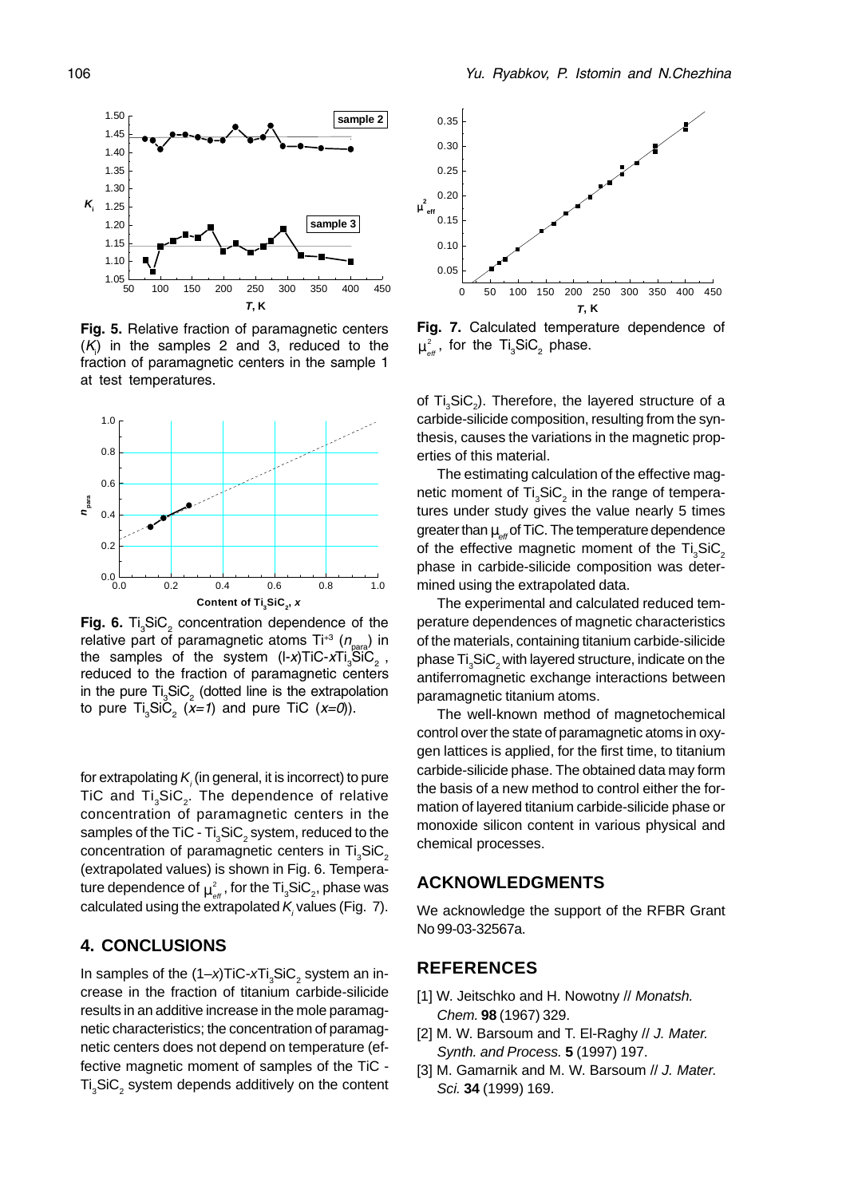**Fig. 5.** Relative fraction of paramagnetic centers ($K_i$) in the samples 2 and 3, reduced to the fraction of paramagnetic centers in the sample 1 at test temperatures.

**Fig. 6.** $Ti_3SiC_2$ concentration dependence of the relative part of paramagnetic atoms $Ti^{+3}$ ($n_{para}$) in the samples of the system (l-*x*)TiC-*x*$Ti_3SiC_2$ , reduced to the fraction of paramagnetic centers in the pure $Ti_3SiC_2$ (dotted line is the extrapolation to pure $Ti_3SiC_2$ (*x=1*) and pure TiC (*x=0*)).

for extrapolating $K_i$ (in general, it is incorrect) to pure TiC and $Ti_3SiC_2$. The dependence of relative concentration of paramagnetic centers in the samples of the TiC - $Ti_3SiC_2$ system, reduced to the concentration of paramagnetic centers in $Ti_3SiC_2$ (extrapolated values) is shown in Fig. 6. Temperature dependence of $\mu^2_{eff}$ , for the $Ti_3SiC_2$, phase was calculated using the extrapolated $K_i$ values (Fig. 7).

## 4. CONCLUSIONS

In samples of the (1–*x*)TiC-*x*$Ti_3SiC_2$ system an increase in the fraction of titanium carbide-silicide results in an additive increase in the mole paramagnetic characteristics; the concentration of paramagnetic centers does not depend on temperature (effective magnetic moment of samples of the TiC - $Ti_3SiC_2$ system depends additively on the content

**Fig. 7.** Calculated temperature dependence of $\mu^2_{eff}$, for the $Ti_3SiC_2$ phase.

of $Ti_3SiC_2$). Therefore, the layered structure of a carbide-silicide composition, resulting from the synthesis, causes the variations in the magnetic properties of this material.

The estimating calculation of the effective magnetic moment of $Ti_3SiC_2$ in the range of temperatures under study gives the value nearly 5 times greater than $\mu_{eff}$ of TiC. The temperature dependence of the effective magnetic moment of the $Ti_3SiC_2$ phase in carbide-silicide composition was determined using the extrapolated data.

The experimental and calculated reduced temperature dependences of magnetic characteristics of the materials, containing titanium carbide-silicide phase $Ti_3SiC_2$ with layered structure, indicate on the antiferromagnetic exchange interactions between paramagnetic titanium atoms.

The well-known method of magnetochemical control over the state of paramagnetic atoms in oxygen lattices is applied, for the first time, to titanium carbide-silicide phase. The obtained data may form the basis of a new method to control either the formation of layered titanium carbide-silicide phase or monoxide silicon content in various physical and chemical processes.

## ACKNOWLEDGMENTS

We acknowledge the support of the RFBR Grant No 99-03-32567a.

## REFERENCES

[1] W. Jeitschko and H. Nowotny // *Monatsh. Chem.* **98** (1967) 329.

[2] M. W. Barsoum and T. El-Raghy // *J. Mater. Synth. and Process.* **5** (1997) 197.

[3] M. Gamarnik and M. W. Barsoum // *J. Mater. Sci.* **34** (1999) 169.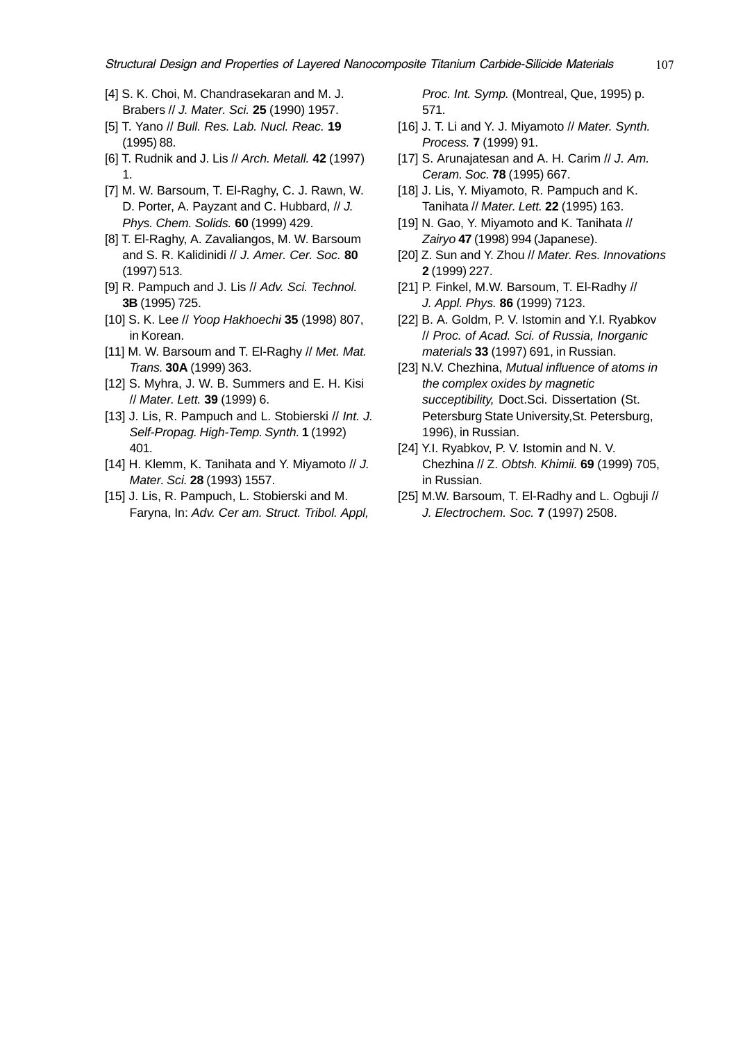[4] S. K. Choi, M. Chandrasekaran and M. J. Brabers // *J. Mater. Sci.* **25** (1990) 1957.

[5] T. Yano // *Bull. Res. Lab. Nucl. Reac.* **19** (1995) 88.

[6] T. Rudnik and J. Lis // *Arch. Metall.* **42** (1997) 1.

[7] M. W. Barsoum, T. El-Raghy, C. J. Rawn, W. D. Porter, A. Payzant and C. Hubbard, // *J. Phys. Chem. Solids.* **60** (1999) 429.

[8] T. El-Raghy, A. Zavaliangos, M. W. Barsoum and S. R. Kalidinidi // *J. Amer. Cer. Soc.* **80** (1997) 513.

[9] R. Pampuch and J. Lis // *Adv. Sci. Technol.* **3B** (1995) 725.

[10] S. K. Lee // *Yoop Hakhoechi* **35** (1998) 807, in Korean.

[11] M. W. Barsoum and T. El-Raghy // *Met. Mat. Trans.* **30A** (1999) 363.

[12] S. Myhra, J. W. B. Summers and E. H. Kisi // *Mater. Lett.* **39** (1999) 6.

[13] J. Lis, R. Pampuch and L. Stobierski // *Int. J. Self-Propag. High-Temp. Synth.* **1** (1992) 401.

[14] H. Klemm, K. Tanihata and Y. Miyamoto // *J. Mater. Sci.* **28** (1993) 1557.

[15] J. Lis, R. Pampuch, L. Stobierski and M. Faryna, In: *Adv. Cer am. Struct. Tribol. Appl, Proc. Int. Symp.* (Montreal, Que, 1995) p. 571.

[16] J. T. Li and Y. J. Miyamoto // *Mater. Synth. Process.* **7** (1999) 91.

[17] S. Arunajatesan and A. H. Carim // *J. Am. Ceram. Soc.* **78** (1995) 667.

[18] J. Lis, Y. Miyamoto, R. Pampuch and K. Tanihata // *Mater. Lett.* **22** (1995) 163.

[19] N. Gao, Y. Miyamoto and K. Tanihata // *Zairyo* **47** (1998) 994 (Japanese).

[20] Z. Sun and Y. Zhou // *Mater. Res. Innovations* **2** (1999) 227.

[21] P. Finkel, M.W. Barsoum, T. El-Radhy // *J. Appl. Phys.* **86** (1999) 7123.

[22] B. A. Goldm, P. V. Istomin and Y.I. Ryabkov // *Proc. of Acad. Sci. of Russia, Inorganic materials* **33** (1997) 691, in Russian.

[23] N.V. Chezhina, *Mutual influence of atoms in the complex oxides by magnetic succeptibility,* Doct.Sci. Dissertation (St. Petersburg State University,St. Petersburg, 1996), in Russian.

[24] Y.I. Ryabkov, P. V. Istomin and N. V. Chezhina // Z. *Obtsh. Khimii.* **69** (1999) 705, in Russian.

[25] M.W. Barsoum, T. El-Radhy and L. Ogbuji // *J. Electrochem. Soc.* **7** (1997) 2508.